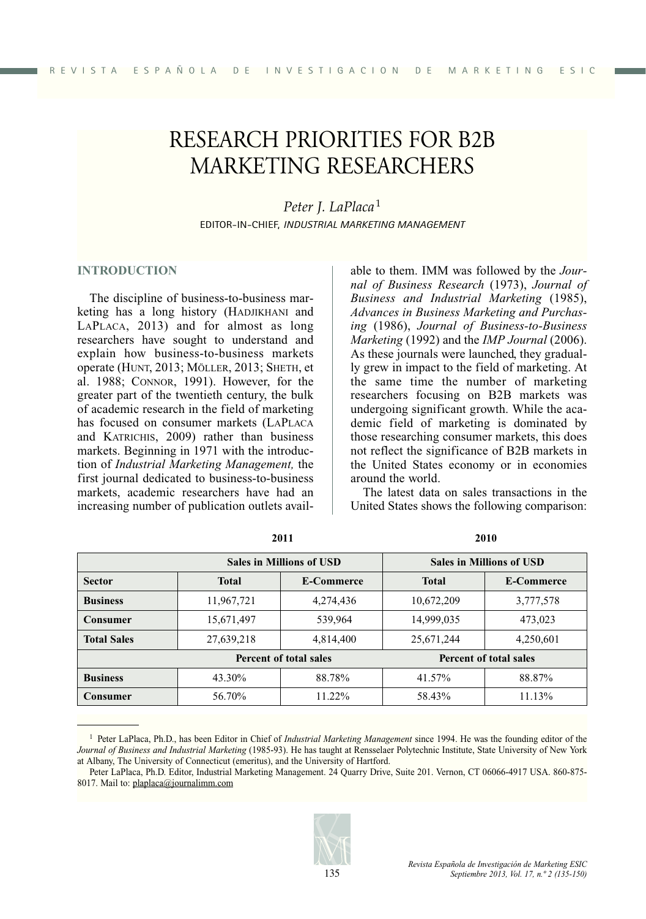// RESEARCH PRIORITIES FOR B2B MARKETING RESEARCHERS

*Peter J. LaPlaca*[1]

EDITOR-IN-CHIEF, *INDUSTRIAL MARKETING MANAGEMENT*

## INTRODUCTION

The discipline of business-to-business marketing has a long history (HADJIKHANI and LAPLACA, 2013) and for almost as long researchers have sought to understand and explain how business-to-business markets operate (HUNT, 2013; MÖLLER, 2013; SHETH, et al. 1988; CONNOR, 1991). However, for the greater part of the twentieth century, the bulk of academic research in the field of marketing has focused on consumer markets (LAPLACA and KATRICHIS, 2009) rather than business markets. Beginning in 1971 with the introduction of *Industrial Marketing Management,* the first journal dedicated to business-to-business markets, academic researchers have had an increasing number of publication outlets available to them. IMM was followed by the *Journal of Business Research* (1973), *Journal of Business and Industrial Marketing* (1985), *Advances in Business Marketing and Purchasing* (1986), *Journal of Business-to-Business Marketing* (1992) and the *IMP Journal* (2006). As these journals were launched, they gradually grew in impact to the field of marketing. At the same time the number of marketing researchers focusing on B2B markets was undergoing significant growth. While the academic field of marketing is dominated by those researching consumer markets, this does not reflect the significance of B2B markets in the United States economy or in economies around the world.

The latest data on sales transactions in the United States shows the following comparison:

| | 2011 | | 2010 | |
|---|---|---|---|---|
| | Sales in Millions of USD | | Sales in Millions of USD | |
| **Sector** | **Total** | **E-Commerce** | **Total** | **E-Commerce** |
| **Business** | 11,967,721 | 4,274,436 | 10,672,209 | 3,777,578 |
| **Consumer** | 15,671,497 | 539,964 | 14,999,035 | 473,023 |
| **Total Sales** | 27,639,218 | 4,814,400 | 25,671,244 | 4,250,601 |
| | Percent of total sales | | Percent of total sales | |
| **Business** | 43.30% | 88.78% | 41.57% | 88.87% |
| **Consumer** | 56.70% | 11.22% | 58.43% | 11.13% |

---

[1] Peter LaPlaca, Ph.D., has been Editor in Chief of *Industrial Marketing Management* since 1994. He was the founding editor of the *Journal of Business and Industrial Marketing* (1985-93). He has taught at Rensselaer Polytechnic Institute, State University of New York at Albany, The University of Connecticut (emeritus), and the University of Hartford.

Peter LaPlaca, Ph.D. Editor, Industrial Marketing Management. 24 Quarry Drive, Suite 201. Vernon, CT 06066-4917 USA. 860-875-8017. Mail to: plaplaca@journalimm.com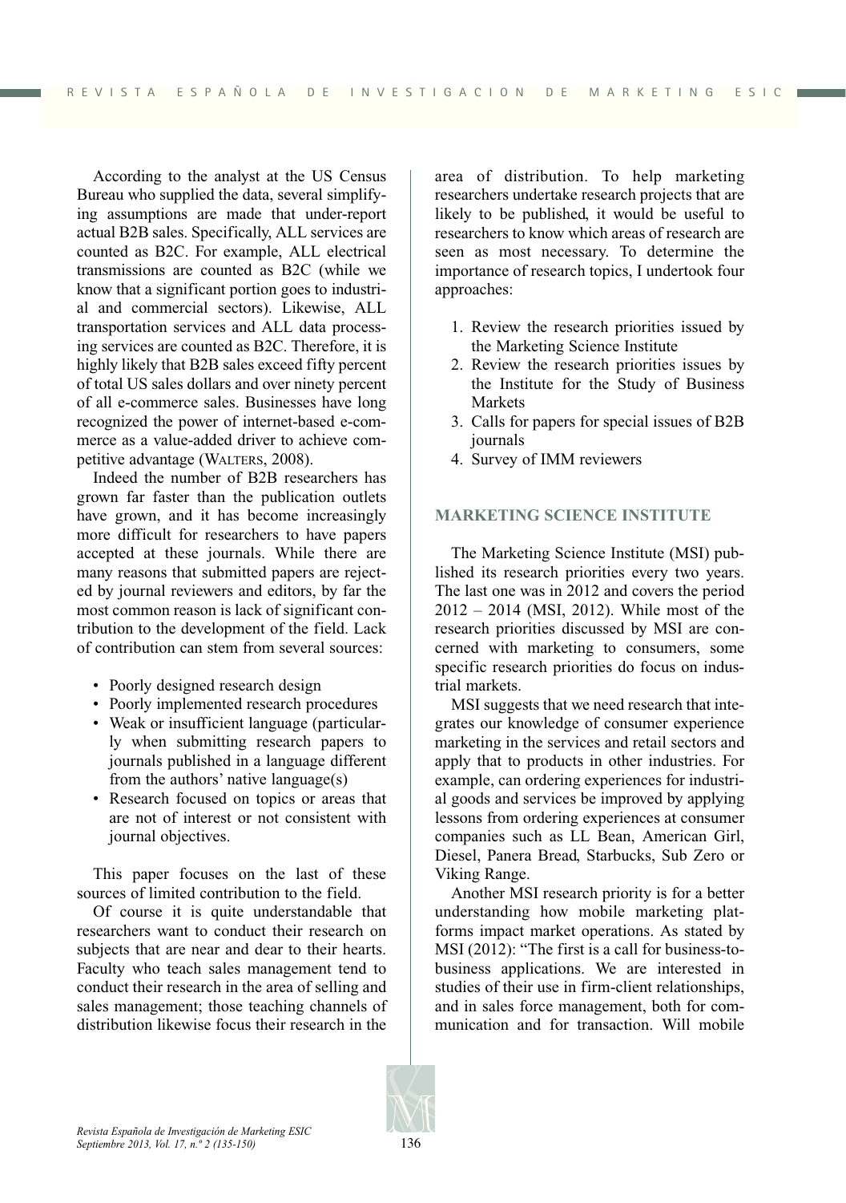According to the analyst at the US Census Bureau who supplied the data, several simplifying assumptions are made that under-report actual B2B sales. Specifically, ALL services are counted as B2C. For example, ALL electrical transmissions are counted as B2C (while we know that a significant portion goes to industrial and commercial sectors). Likewise, ALL transportation services and ALL data processing services are counted as B2C. Therefore, it is highly likely that B2B sales exceed fifty percent of total US sales dollars and over ninety percent of all e-commerce sales. Businesses have long recognized the power of internet-based e-commerce as a value-added driver to achieve competitive advantage (Walters, 2008).

Indeed the number of B2B researchers has grown far faster than the publication outlets have grown, and it has become increasingly more difficult for researchers to have papers accepted at these journals. While there are many reasons that submitted papers are rejected by journal reviewers and editors, by far the most common reason is lack of significant contribution to the development of the field. Lack of contribution can stem from several sources:

- Poorly designed research design
- Poorly implemented research procedures
- Weak or insufficient language (particularly when submitting research papers to journals published in a language different from the authors' native language(s)
- Research focused on topics or areas that are not of interest or not consistent with journal objectives.

This paper focuses on the last of these sources of limited contribution to the field.

Of course it is quite understandable that researchers want to conduct their research on subjects that are near and dear to their hearts. Faculty who teach sales management tend to conduct their research in the area of selling and sales management; those teaching channels of distribution likewise focus their research in the area of distribution. To help marketing researchers undertake research projects that are likely to be published, it would be useful to researchers to know which areas of research are seen as most necessary. To determine the importance of research topics, I undertook four approaches:

1. Review the research priorities issued by the Marketing Science Institute
2. Review the research priorities issues by the Institute for the Study of Business Markets
3. Calls for papers for special issues of B2B journals
4. Survey of IMM reviewers

## MARKETING SCIENCE INSTITUTE

The Marketing Science Institute (MSI) published its research priorities every two years. The last one was in 2012 and covers the period 2012 – 2014 (MSI, 2012). While most of the research priorities discussed by MSI are concerned with marketing to consumers, some specific research priorities do focus on industrial markets.

MSI suggests that we need research that integrates our knowledge of consumer experience marketing in the services and retail sectors and apply that to products in other industries. For example, can ordering experiences for industrial goods and services be improved by applying lessons from ordering experiences at consumer companies such as LL Bean, American Girl, Diesel, Panera Bread, Starbucks, Sub Zero or Viking Range.

Another MSI research priority is for a better understanding how mobile marketing platforms impact market operations. As stated by MSI (2012): "The first is a call for business-to-business applications. We are interested in studies of their use in firm-client relationships, and in sales force management, both for communication and for transaction. Will mobile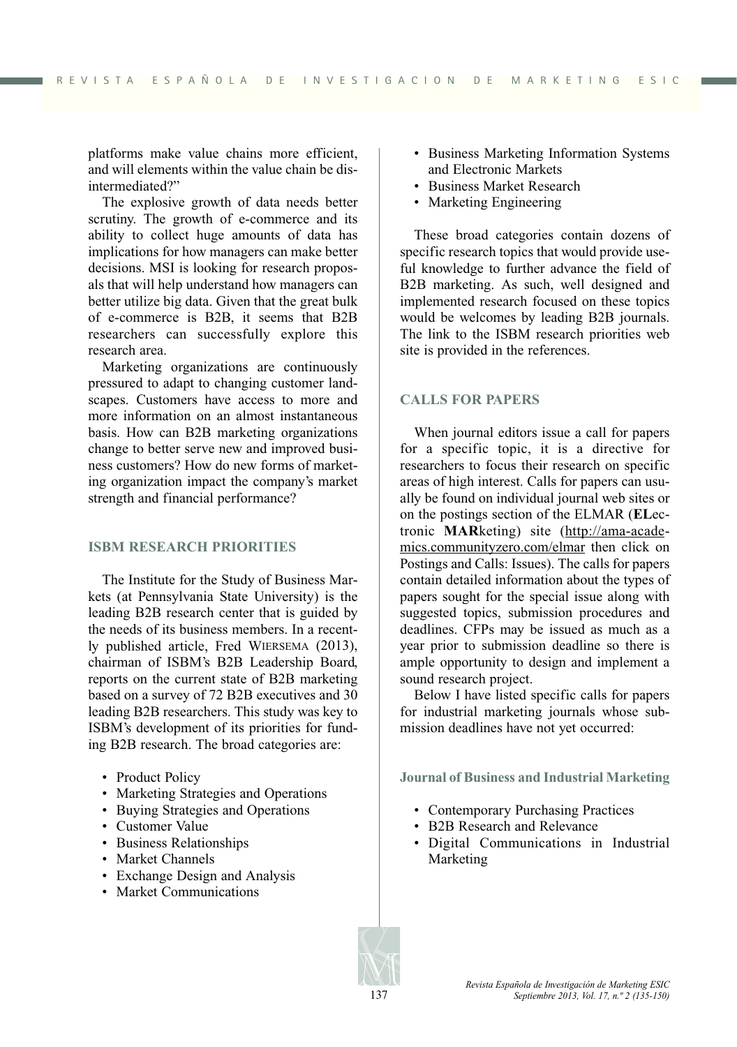platforms make value chains more efficient, and will elements within the value chain be disintermediated?"

The explosive growth of data needs better scrutiny. The growth of e-commerce and its ability to collect huge amounts of data has implications for how managers can make better decisions. MSI is looking for research proposals that will help understand how managers can better utilize big data. Given that the great bulk of e-commerce is B2B, it seems that B2B researchers can successfully explore this research area.

Marketing organizations are continuously pressured to adapt to changing customer landscapes. Customers have access to more and more information on an almost instantaneous basis. How can B2B marketing organizations change to better serve new and improved business customers? How do new forms of marketing organization impact the company's market strength and financial performance?

## ISBM RESEARCH PRIORITIES

The Institute for the Study of Business Markets (at Pennsylvania State University) is the leading B2B research center that is guided by the needs of its business members. In a recently published article, Fred WIERSEMA (2013), chairman of ISBM's B2B Leadership Board, reports on the current state of B2B marketing based on a survey of 72 B2B executives and 30 leading B2B researchers. This study was key to ISBM's development of its priorities for funding B2B research. The broad categories are:

- Product Policy
- Marketing Strategies and Operations
- Buying Strategies and Operations
- Customer Value
- Business Relationships
- Market Channels
- Exchange Design and Analysis
- Market Communications
- Business Marketing Information Systems and Electronic Markets
- Business Market Research
- Marketing Engineering

These broad categories contain dozens of specific research topics that would provide useful knowledge to further advance the field of B2B marketing. As such, well designed and implemented research focused on these topics would be welcomes by leading B2B journals. The link to the ISBM research priorities web site is provided in the references.

## CALLS FOR PAPERS

When journal editors issue a call for papers for a specific topic, it is a directive for researchers to focus their research on specific areas of high interest. Calls for papers can usually be found on individual journal web sites or on the postings section of the ELMAR (**EL**ectronic **MAR**keting) site (http://ama-academics.communityzero.com/elmar then click on Postings and Calls: Issues). The calls for papers contain detailed information about the types of papers sought for the special issue along with suggested topics, submission procedures and deadlines. CFPs may be issued as much as a year prior to submission deadline so there is ample opportunity to design and implement a sound research project.

Below I have listed specific calls for papers for industrial marketing journals whose submission deadlines have not yet occurred:

### Journal of Business and Industrial Marketing

- Contemporary Purchasing Practices
- B2B Research and Relevance
- Digital Communications in Industrial Marketing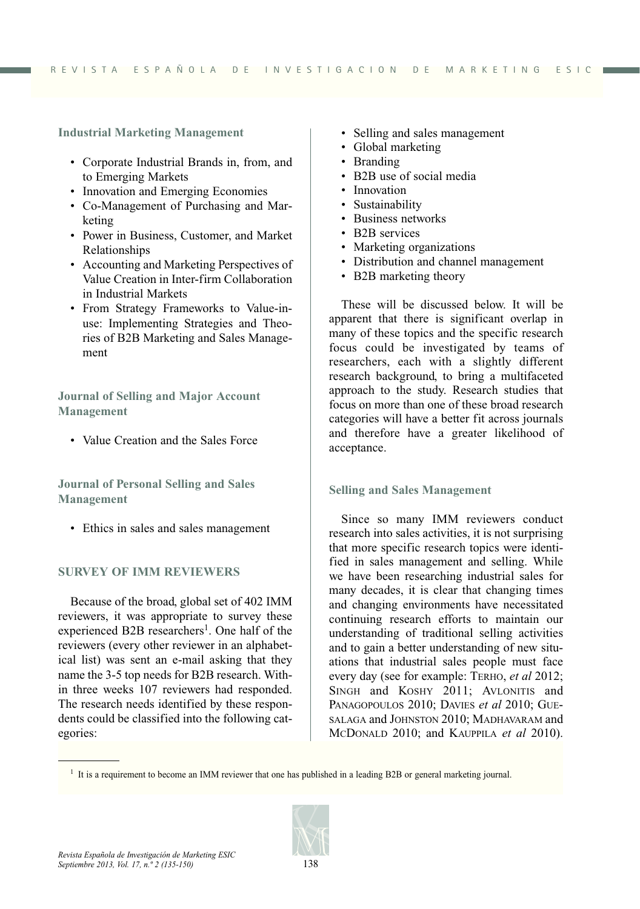### Industrial Marketing Management

- Corporate Industrial Brands in, from, and to Emerging Markets
- Innovation and Emerging Economies
- Co-Management of Purchasing and Marketing
- Power in Business, Customer, and Market Relationships
- Accounting and Marketing Perspectives of Value Creation in Inter-firm Collaboration in Industrial Markets
- From Strategy Frameworks to Value-in-use: Implementing Strategies and Theories of B2B Marketing and Sales Management

### Journal of Selling and Major Account Management

- Value Creation and the Sales Force

### Journal of Personal Selling and Sales Management

- Ethics in sales and sales management

## SURVEY OF IMM REVIEWERS

Because of the broad, global set of 402 IMM reviewers, it was appropriate to survey these experienced B2B researchers[1]. One half of the reviewers (every other reviewer in an alphabetical list) was sent an e-mail asking that they name the 3-5 top needs for B2B research. Within three weeks 107 reviewers had responded. The research needs identified by these respondents could be classified into the following categories:

- Selling and sales management
- Global marketing
- Branding
- B2B use of social media
- Innovation
- Sustainability
- Business networks
- B2B services
- Marketing organizations
- Distribution and channel management
- B2B marketing theory

These will be discussed below. It will be apparent that there is significant overlap in many of these topics and the specific research focus could be investigated by teams of researchers, each with a slightly different research background, to bring a multifaceted approach to the study. Research studies that focus on more than one of these broad research categories will have a better fit across journals and therefore have a greater likelihood of acceptance.

### Selling and Sales Management

Since so many IMM reviewers conduct research into sales activities, it is not surprising that more specific research topics were identified in sales management and selling. While we have been researching industrial sales for many decades, it is clear that changing times and changing environments have necessitated continuing research efforts to maintain our understanding of traditional selling activities and to gain a better understanding of new situations that industrial sales people must face every day (see for example: Terho, *et al* 2012; Singh and Koshy 2011; Avlonitis and Panagopoulos 2010; Davies *et al* 2010; Guesalaga and Johnston 2010; Madhavaram and McDonald 2010; and Kauppila *et al* 2010).

[1] It is a requirement to become an IMM reviewer that one has published in a leading B2B or general marketing journal.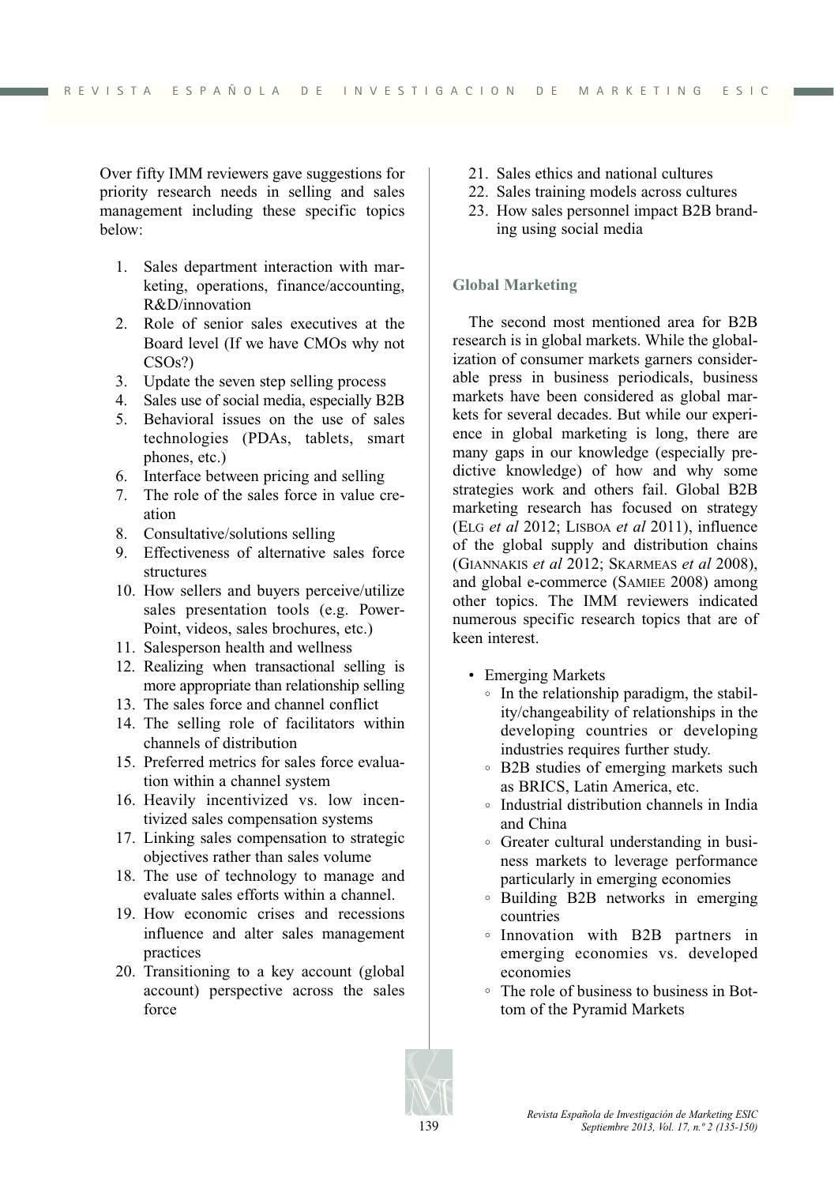Over fifty IMM reviewers gave suggestions for priority research needs in selling and sales management including these specific topics below:

1. Sales department interaction with marketing, operations, finance/accounting, R&D/innovation
2. Role of senior sales executives at the Board level (If we have CMOs why not CSOs?)
3. Update the seven step selling process
4. Sales use of social media, especially B2B
5. Behavioral issues on the use of sales technologies (PDAs, tablets, smart phones, etc.)
6. Interface between pricing and selling
7. The role of the sales force in value creation
8. Consultative/solutions selling
9. Effectiveness of alternative sales force structures
10. How sellers and buyers perceive/utilize sales presentation tools (e.g. PowerPoint, videos, sales brochures, etc.)
11. Salesperson health and wellness
12. Realizing when transactional selling is more appropriate than relationship selling
13. The sales force and channel conflict
14. The selling role of facilitators within channels of distribution
15. Preferred metrics for sales force evaluation within a channel system
16. Heavily incentivized vs. low incentivized sales compensation systems
17. Linking sales compensation to strategic objectives rather than sales volume
18. The use of technology to manage and evaluate sales efforts within a channel.
19. How economic crises and recessions influence and alter sales management practices
20. Transitioning to a key account (global account) perspective across the sales force
21. Sales ethics and national cultures
22. Sales training models across cultures
23. How sales personnel impact B2B branding using social media

### Global Marketing

The second most mentioned area for B2B research is in global markets. While the globalization of consumer markets garners considerable press in business periodicals, business markets have been considered as global markets for several decades. But while our experience in global marketing is long, there are many gaps in our knowledge (especially predictive knowledge) of how and why some strategies work and others fail. Global B2B marketing research has focused on strategy (Elg *et al* 2012; Lisboa *et al* 2011), influence of the global supply and distribution chains (Giannakis *et al* 2012; Skarmeas *et al* 2008), and global e-commerce (Samiee 2008) among other topics. The IMM reviewers indicated numerous specific research topics that are of keen interest.

- Emerging Markets
  - In the relationship paradigm, the stability/changeability of relationships in the developing countries or developing industries requires further study.
  - B2B studies of emerging markets such as BRICS, Latin America, etc.
  - Industrial distribution channels in India and China
  - Greater cultural understanding in business markets to leverage performance particularly in emerging economies
  - Building B2B networks in emerging countries
  - Innovation with B2B partners in emerging economies vs. developed economies
  - The role of business to business in Bottom of the Pyramid Markets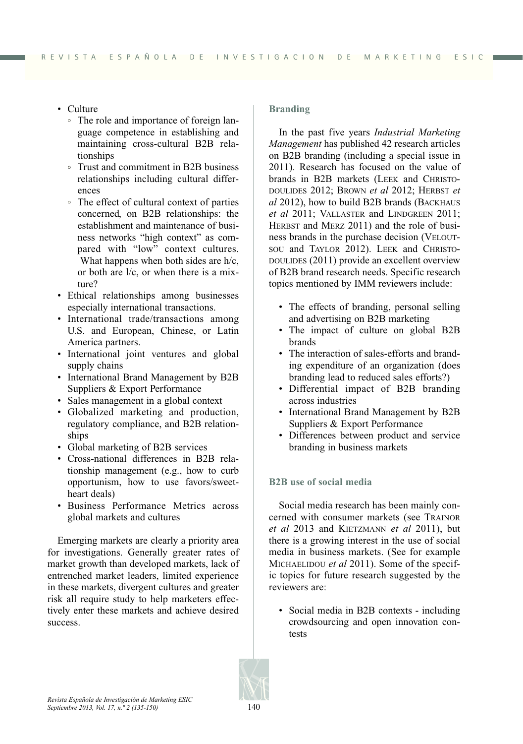- Culture
  - The role and importance of foreign language competence in establishing and maintaining cross-cultural B2B relationships
  - Trust and commitment in B2B business relationships including cultural differences
  - The effect of cultural context of parties concerned, on B2B relationships: the establishment and maintenance of business networks "high context" as compared with "low" context cultures. What happens when both sides are h/c, or both are l/c, or when there is a mixture?
- Ethical relationships among businesses especially international transactions.
- International trade/transactions among U.S. and European, Chinese, or Latin America partners.
- International joint ventures and global supply chains
- International Brand Management by B2B Suppliers & Export Performance
- Sales management in a global context
- Globalized marketing and production, regulatory compliance, and B2B relationships
- Global marketing of B2B services
- Cross-national differences in B2B relationship management (e.g., how to curb opportunism, how to use favors/sweetheart deals)
- Business Performance Metrics across global markets and cultures

Emerging markets are clearly a priority area for investigations. Generally greater rates of market growth than developed markets, lack of entrenched market leaders, limited experience in these markets, divergent cultures and greater risk all require study to help marketers effectively enter these markets and achieve desired success.

### Branding

In the past five years *Industrial Marketing Management* has published 42 research articles on B2B branding (including a special issue in 2011). Research has focused on the value of brands in B2B markets (Leek and Christodoulides 2012; Brown *et al* 2012; Herbst *et al* 2012), how to build B2B brands (Backhaus *et al* 2011; Vallaster and Lindgreen 2011; Herbst and Merz 2011) and the role of business brands in the purchase decision (Veloutsou and Taylor 2012). Leek and Christodoulides (2011) provide an excellent overview of B2B brand research needs. Specific research topics mentioned by IMM reviewers include:

- The effects of branding, personal selling and advertising on B2B marketing
- The impact of culture on global B2B brands
- The interaction of sales-efforts and branding expenditure of an organization (does branding lead to reduced sales efforts?)
- Differential impact of B2B branding across industries
- International Brand Management by B2B Suppliers & Export Performance
- Differences between product and service branding in business markets

### B2B use of social media

Social media research has been mainly concerned with consumer markets (see Trainor *et al* 2013 and Kietzmann *et al* 2011), but there is a growing interest in the use of social media in business markets. (See for example Michaelidou *et al* 2011). Some of the specific topics for future research suggested by the reviewers are:

- Social media in B2B contexts - including crowdsourcing and open innovation contests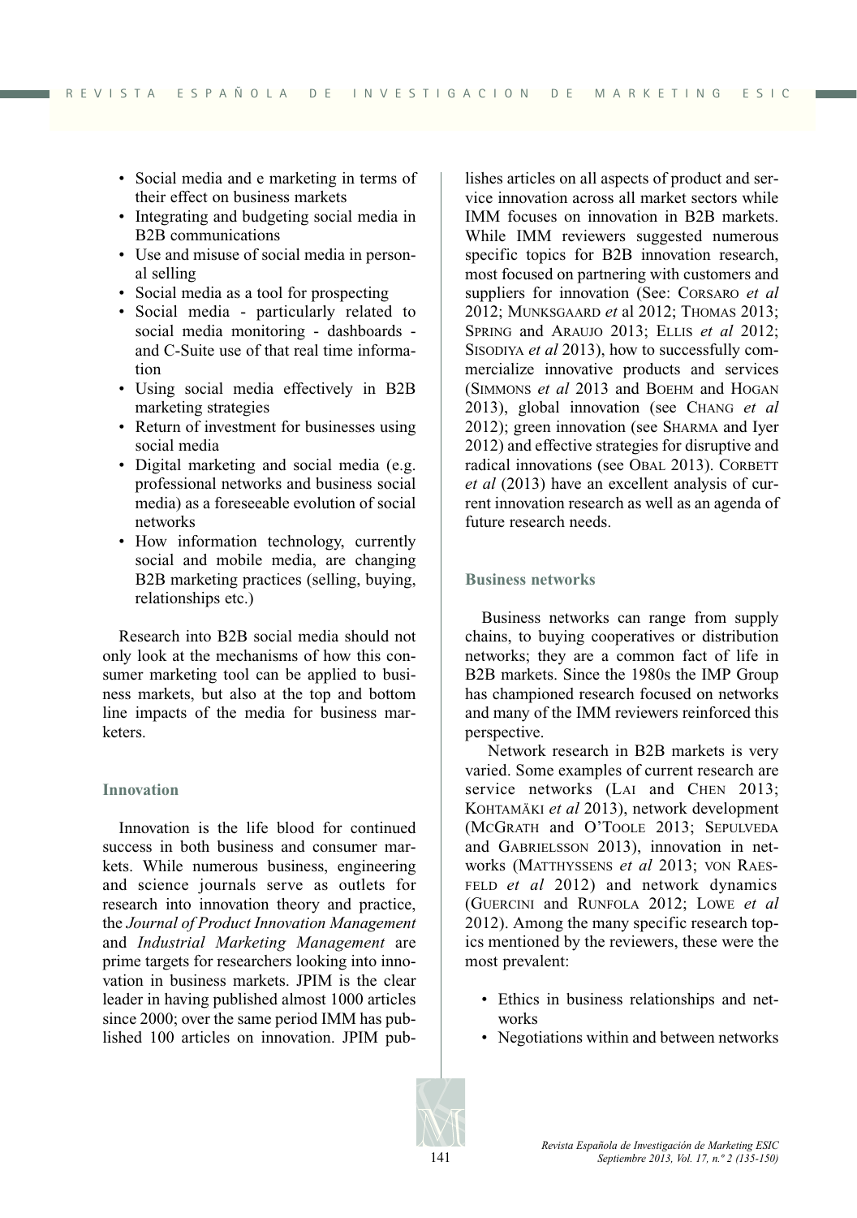- Social media and e marketing in terms of their effect on business markets
- Integrating and budgeting social media in B2B communications
- Use and misuse of social media in personal selling
- Social media as a tool for prospecting
- Social media - particularly related to social media monitoring - dashboards - and C-Suite use of that real time information
- Using social media effectively in B2B marketing strategies
- Return of investment for businesses using social media
- Digital marketing and social media (e.g. professional networks and business social media) as a foreseeable evolution of social networks
- How information technology, currently social and mobile media, are changing B2B marketing practices (selling, buying, relationships etc.)

Research into B2B social media should not only look at the mechanisms of how this consumer marketing tool can be applied to business markets, but also at the top and bottom line impacts of the media for business marketers.

### Innovation

Innovation is the life blood for continued success in both business and consumer markets. While numerous business, engineering and science journals serve as outlets for research into innovation theory and practice, the *Journal of Product Innovation Management* and *Industrial Marketing Management* are prime targets for researchers looking into innovation in business markets. JPIM is the clear leader in having published almost 1000 articles since 2000; over the same period IMM has published 100 articles on innovation. JPIM publishes articles on all aspects of product and service innovation across all market sectors while IMM focuses on innovation in B2B markets. While IMM reviewers suggested numerous specific topics for B2B innovation research, most focused on partnering with customers and suppliers for innovation (See: Corsaro *et al* 2012; Munksgaard *et* al 2012; Thomas 2013; Spring and Araujo 2013; Ellis *et al* 2012; Sisodiya *et al* 2013), how to successfully commercialize innovative products and services (Simmons *et al* 2013 and Boehm and Hogan 2013), global innovation (see Chang *et al* 2012); green innovation (see Sharma and Iyer 2012) and effective strategies for disruptive and radical innovations (see Obal 2013). Corbett *et al* (2013) have an excellent analysis of current innovation research as well as an agenda of future research needs.

### Business networks

Business networks can range from supply chains, to buying cooperatives or distribution networks; they are a common fact of life in B2B markets. Since the 1980s the IMP Group has championed research focused on networks and many of the IMM reviewers reinforced this perspective.

Network research in B2B markets is very varied. Some examples of current research are service networks (Lai and Chen 2013; Kohtamäki *et al* 2013), network development (McGrath and O'Toole 2013; Sepulveda and Gabrielsson 2013), innovation in networks (Matthyssens *et al* 2013; von Raesfeld *et al* 2012) and network dynamics (Guercini and Runfola 2012; Lowe *et al* 2012). Among the many specific research topics mentioned by the reviewers, these were the most prevalent:

- Ethics in business relationships and networks
- Negotiations within and between networks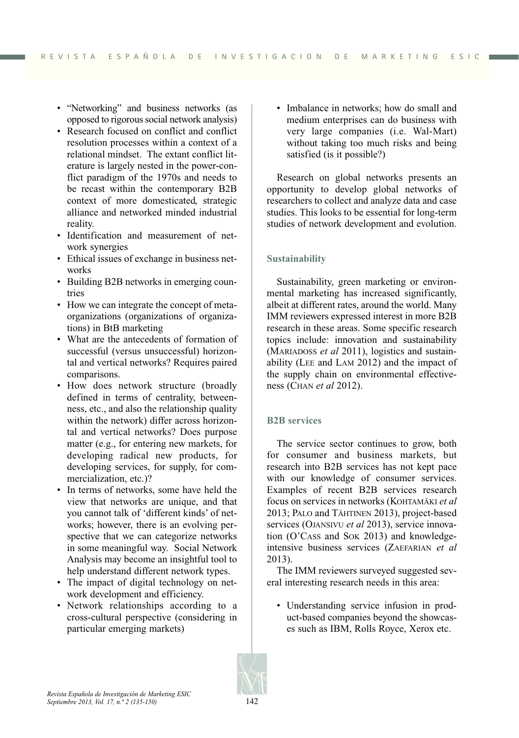- "Networking" and business networks (as opposed to rigorous social network analysis)
- Research focused on conflict and conflict resolution processes within a context of a relational mindset. The extant conflict literature is largely nested in the power-conflict paradigm of the 1970s and needs to be recast within the contemporary B2B context of more domesticated, strategic alliance and networked minded industrial reality.
- Identification and measurement of network synergies
- Ethical issues of exchange in business networks
- Building B2B networks in emerging countries
- How we can integrate the concept of meta-organizations (organizations of organizations) in BtB marketing
- What are the antecedents of formation of successful (versus unsuccessful) horizontal and vertical networks? Requires paired comparisons.
- How does network structure (broadly defined in terms of centrality, betweenness, etc., and also the relationship quality within the network) differ across horizontal and vertical networks? Does purpose matter (e.g., for entering new markets, for developing radical new products, for developing services, for supply, for commercialization, etc.)?
- In terms of networks, some have held the view that networks are unique, and that you cannot talk of 'different kinds' of networks; however, there is an evolving perspective that we can categorize networks in some meaningful way. Social Network Analysis may become an insightful tool to help understand different network types.
- The impact of digital technology on network development and efficiency.
- Network relationships according to a cross-cultural perspective (considering in particular emerging markets)
- Imbalance in networks; how do small and medium enterprises can do business with very large companies (i.e. Wal-Mart) without taking too much risks and being satisfied (is it possible?)

Research on global networks presents an opportunity to develop global networks of researchers to collect and analyze data and case studies. This looks to be essential for long-term studies of network development and evolution.

### Sustainability

Sustainability, green marketing or environmental marketing has increased significantly, albeit at different rates, around the world. Many IMM reviewers expressed interest in more B2B research in these areas. Some specific research topics include: innovation and sustainability (Mariadoss *et al* 2011), logistics and sustainability (Lee and Lam 2012) and the impact of the supply chain on environmental effectiveness (Chan *et al* 2012).

### B2B services

The service sector continues to grow, both for consumer and business markets, but research into B2B services has not kept pace with our knowledge of consumer services. Examples of recent B2B services research focus on services in networks (Kohtamäki *et al* 2013; Palo and Tähtinen 2013), project-based services (Ojansivu *et al* 2013), service innovation (O'Cass and Sok 2013) and knowledge-intensive business services (Zaefarian *et al* 2013).

The IMM reviewers surveyed suggested several interesting research needs in this area:

- Understanding service infusion in product-based companies beyond the showcases such as IBM, Rolls Royce, Xerox etc.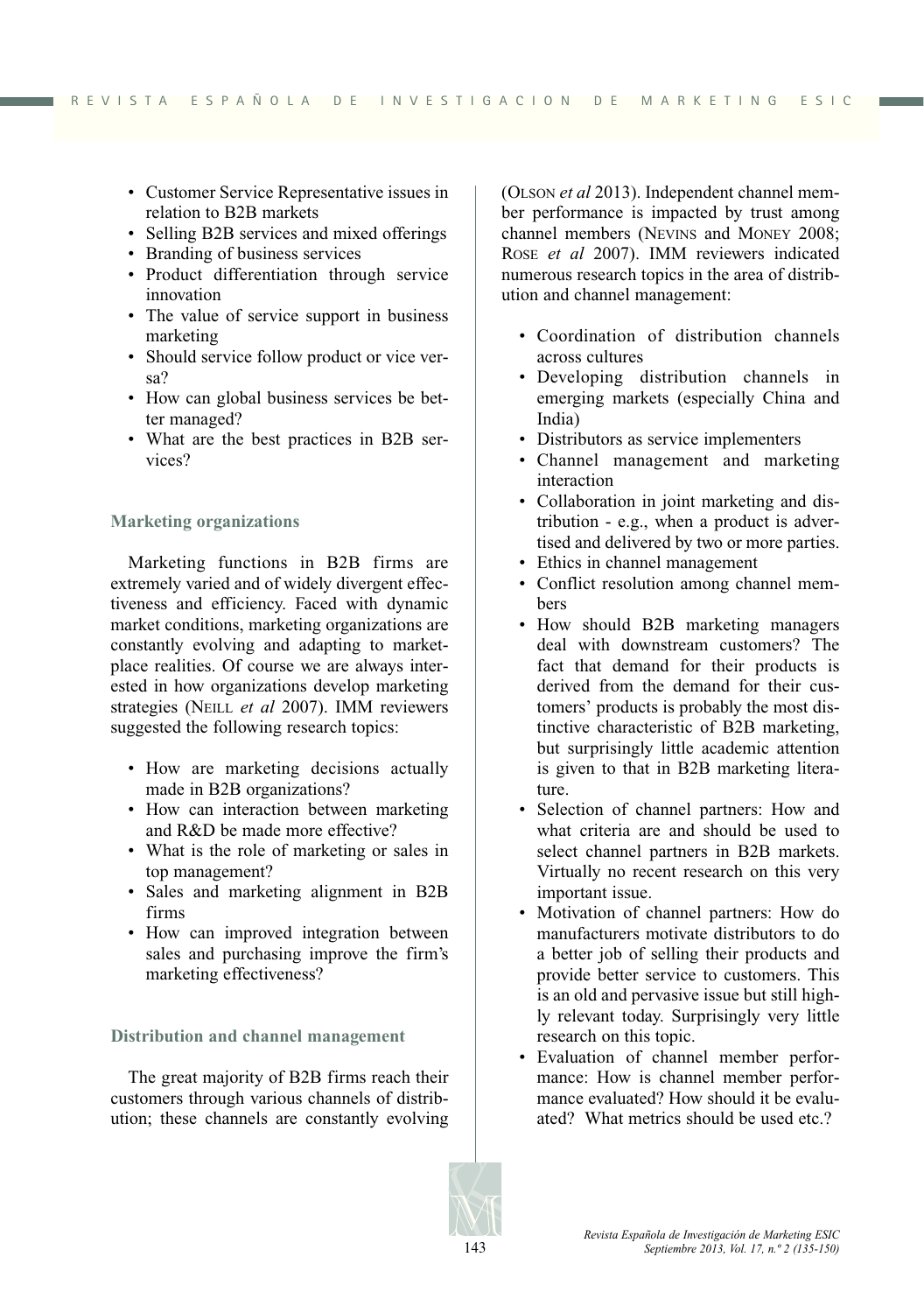- Customer Service Representative issues in relation to B2B markets
- Selling B2B services and mixed offerings
- Branding of business services
- Product differentiation through service innovation
- The value of service support in business marketing
- Should service follow product or vice versa?
- How can global business services be better managed?
- What are the best practices in B2B services?

### Marketing organizations

Marketing functions in B2B firms are extremely varied and of widely divergent effectiveness and efficiency. Faced with dynamic market conditions, marketing organizations are constantly evolving and adapting to marketplace realities. Of course we are always interested in how organizations develop marketing strategies (Neill *et al* 2007). IMM reviewers suggested the following research topics:

- How are marketing decisions actually made in B2B organizations?
- How can interaction between marketing and R&D be made more effective?
- What is the role of marketing or sales in top management?
- Sales and marketing alignment in B2B firms
- How can improved integration between sales and purchasing improve the firm's marketing effectiveness?

### Distribution and channel management

The great majority of B2B firms reach their customers through various channels of distribution; these channels are constantly evolving (Olson *et al* 2013). Independent channel member performance is impacted by trust among channel members (Nevins and Money 2008; Rose *et al* 2007). IMM reviewers indicated numerous research topics in the area of distribution and channel management:

- Coordination of distribution channels across cultures
- Developing distribution channels in emerging markets (especially China and India)
- Distributors as service implementers
- Channel management and marketing interaction
- Collaboration in joint marketing and distribution - e.g., when a product is advertised and delivered by two or more parties.
- Ethics in channel management
- Conflict resolution among channel members
- How should B2B marketing managers deal with downstream customers? The fact that demand for their products is derived from the demand for their customers' products is probably the most distinctive characteristic of B2B marketing, but surprisingly little academic attention is given to that in B2B marketing literature.
- Selection of channel partners: How and what criteria are and should be used to select channel partners in B2B markets. Virtually no recent research on this very important issue.
- Motivation of channel partners: How do manufacturers motivate distributors to do a better job of selling their products and provide better service to customers. This is an old and pervasive issue but still highly relevant today. Surprisingly very little research on this topic.
- Evaluation of channel member performance: How is channel member performance evaluated? How should it be evaluated? What metrics should be used etc.?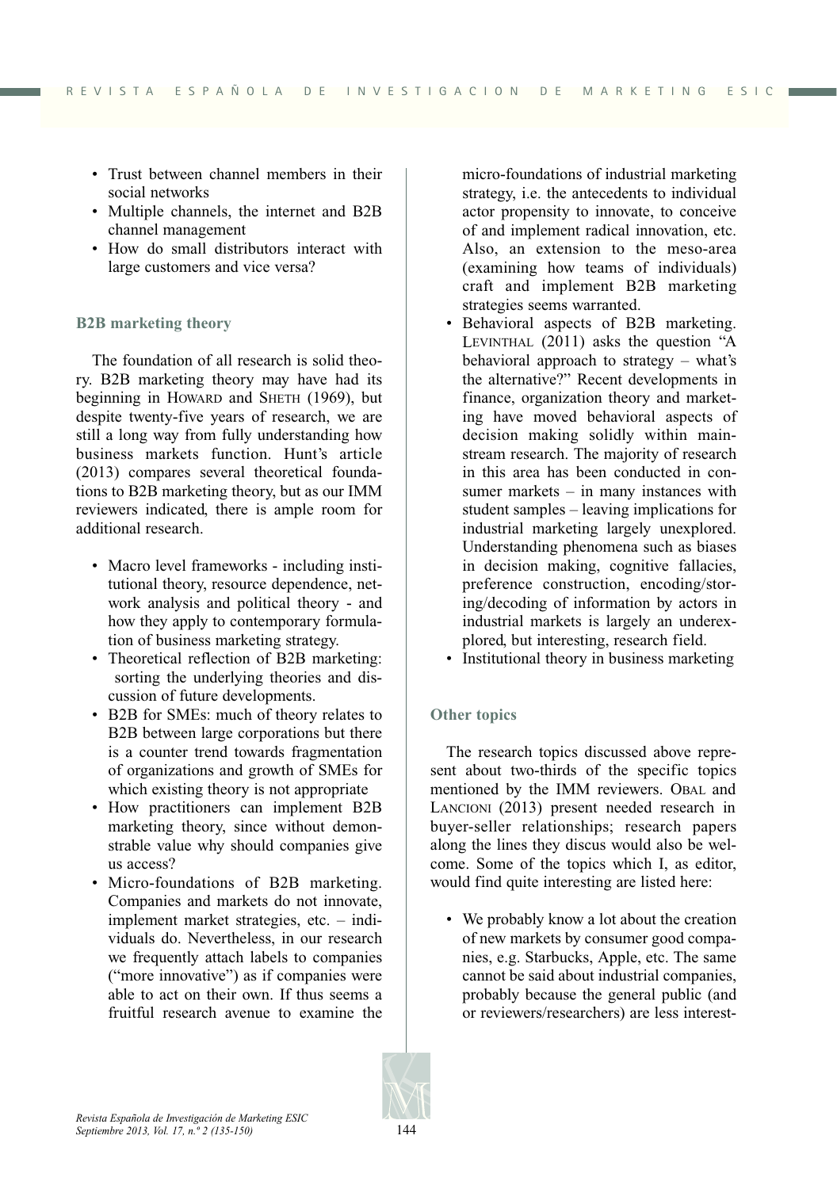- Trust between channel members in their social networks
- Multiple channels, the internet and B2B channel management
- How do small distributors interact with large customers and vice versa?

### B2B marketing theory

The foundation of all research is solid theory. B2B marketing theory may have had its beginning in Howard and Sheth (1969), but despite twenty-five years of research, we are still a long way from fully understanding how business markets function. Hunt's article (2013) compares several theoretical foundations to B2B marketing theory, but as our IMM reviewers indicated, there is ample room for additional research.

- Macro level frameworks - including institutional theory, resource dependence, network analysis and political theory - and how they apply to contemporary formulation of business marketing strategy.
- Theoretical reflection of B2B marketing: sorting the underlying theories and discussion of future developments.
- B2B for SMEs: much of theory relates to B2B between large corporations but there is a counter trend towards fragmentation of organizations and growth of SMEs for which existing theory is not appropriate
- How practitioners can implement B2B marketing theory, since without demonstrable value why should companies give us access?
- Micro-foundations of B2B marketing. Companies and markets do not innovate, implement market strategies, etc. – individuals do. Nevertheless, in our research we frequently attach labels to companies ("more innovative") as if companies were able to act on their own. If thus seems a fruitful research avenue to examine the micro-foundations of industrial marketing strategy, i.e. the antecedents to individual actor propensity to innovate, to conceive of and implement radical innovation, etc. Also, an extension to the meso-area (examining how teams of individuals) craft and implement B2B marketing strategies seems warranted.
- Behavioral aspects of B2B marketing. Levinthal (2011) asks the question "A behavioral approach to strategy – what's the alternative?" Recent developments in finance, organization theory and marketing have moved behavioral aspects of decision making solidly within mainstream research. The majority of research in this area has been conducted in consumer markets – in many instances with student samples – leaving implications for industrial marketing largely unexplored. Understanding phenomena such as biases in decision making, cognitive fallacies, preference construction, encoding/storing/decoding of information by actors in industrial markets is largely an underexplored, but interesting, research field.
- Institutional theory in business marketing

### Other topics

The research topics discussed above represent about two-thirds of the specific topics mentioned by the IMM reviewers. Obal and Lancioni (2013) present needed research in buyer-seller relationships; research papers along the lines they discus would also be welcome. Some of the topics which I, as editor, would find quite interesting are listed here:

- We probably know a lot about the creation of new markets by consumer good companies, e.g. Starbucks, Apple, etc. The same cannot be said about industrial companies, probably because the general public (and or reviewers/researchers) are less interest-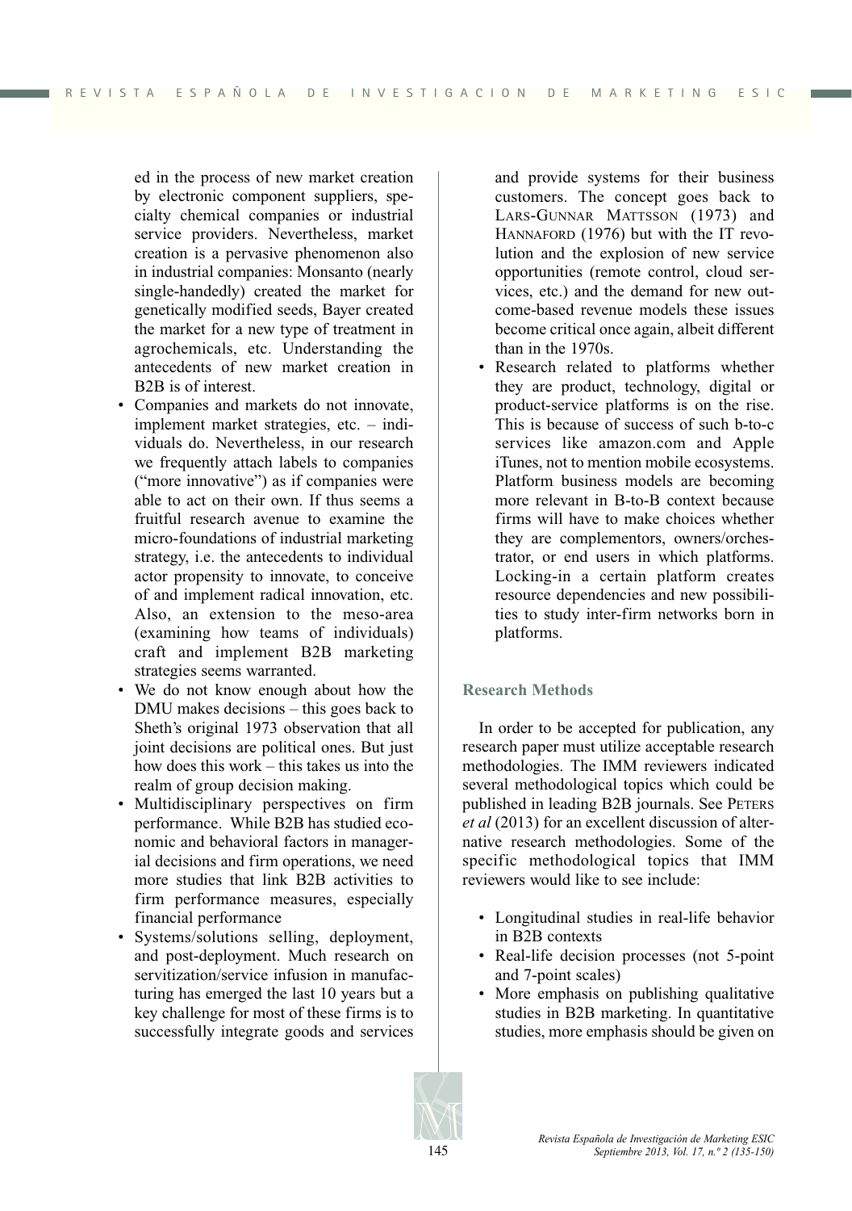ed in the process of new market creation by electronic component suppliers, specialty chemical companies or industrial service providers. Nevertheless, market creation is a pervasive phenomenon also in industrial companies: Monsanto (nearly single-handedly) created the market for genetically modified seeds, Bayer created the market for a new type of treatment in agrochemicals, etc. Understanding the antecedents of new market creation in B2B is of interest.

- Companies and markets do not innovate, implement market strategies, etc. – individuals do. Nevertheless, in our research we frequently attach labels to companies ("more innovative") as if companies were able to act on their own. If thus seems a fruitful research avenue to examine the micro-foundations of industrial marketing strategy, i.e. the antecedents to individual actor propensity to innovate, to conceive of and implement radical innovation, etc. Also, an extension to the meso-area (examining how teams of individuals) craft and implement B2B marketing strategies seems warranted.
- We do not know enough about how the DMU makes decisions – this goes back to Sheth's original 1973 observation that all joint decisions are political ones. But just how does this work – this takes us into the realm of group decision making.
- Multidisciplinary perspectives on firm performance. While B2B has studied economic and behavioral factors in managerial decisions and firm operations, we need more studies that link B2B activities to firm performance measures, especially financial performance
- Systems/solutions selling, deployment, and post-deployment. Much research on servitization/service infusion in manufacturing has emerged the last 10 years but a key challenge for most of these firms is to successfully integrate goods and services and provide systems for their business customers. The concept goes back to LARS-GUNNAR MATTSSON (1973) and HANNAFORD (1976) but with the IT revolution and the explosion of new service opportunities (remote control, cloud services, etc.) and the demand for new outcome-based revenue models these issues become critical once again, albeit different than in the 1970s.
- Research related to platforms whether they are product, technology, digital or product-service platforms is on the rise. This is because of success of such b-to-c services like amazon.com and Apple iTunes, not to mention mobile ecosystems. Platform business models are becoming more relevant in B-to-B context because firms will have to make choices whether they are complementors, owners/orchestrator, or end users in which platforms. Locking-in a certain platform creates resource dependencies and new possibilities to study inter-firm networks born in platforms.

### Research Methods

In order to be accepted for publication, any research paper must utilize acceptable research methodologies. The IMM reviewers indicated several methodological topics which could be published in leading B2B journals. See PETERS *et al* (2013) for an excellent discussion of alternative research methodologies. Some of the specific methodological topics that IMM reviewers would like to see include:

- Longitudinal studies in real-life behavior in B2B contexts
- Real-life decision processes (not 5-point and 7-point scales)
- More emphasis on publishing qualitative studies in B2B marketing. In quantitative studies, more emphasis should be given on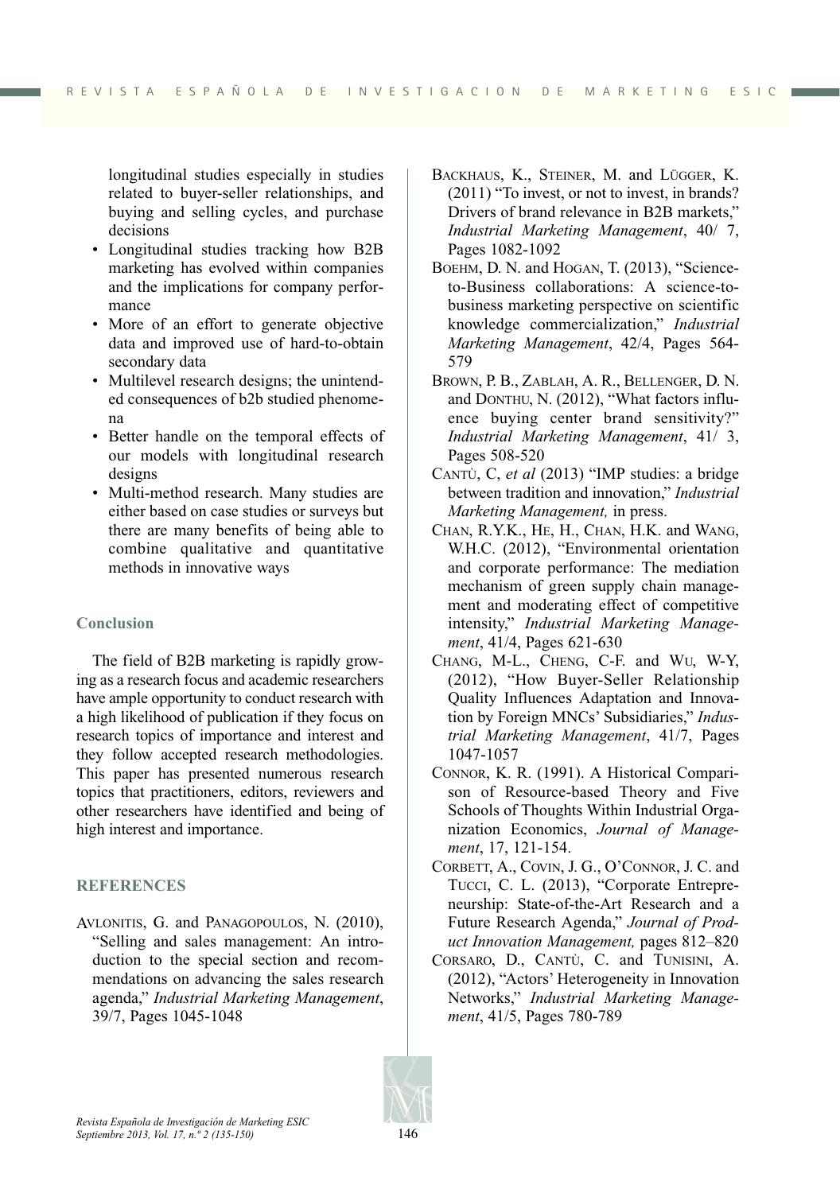longitudinal studies especially in studies related to buyer-seller relationships, and buying and selling cycles, and purchase decisions

- Longitudinal studies tracking how B2B marketing has evolved within companies and the implications for company performance
- More of an effort to generate objective data and improved use of hard-to-obtain secondary data
- Multilevel research designs; the unintended consequences of b2b studied phenomena
- Better handle on the temporal effects of our models with longitudinal research designs
- Multi-method research. Many studies are either based on case studies or surveys but there are many benefits of being able to combine qualitative and quantitative methods in innovative ways

### Conclusion

The field of B2B marketing is rapidly growing as a research focus and academic researchers have ample opportunity to conduct research with a high likelihood of publication if they focus on research topics of importance and interest and they follow accepted research methodologies. This paper has presented numerous research topics that practitioners, editors, reviewers and other researchers have identified and being of high interest and importance.

### REFERENCES

AVLONITIS, G. and PANAGOPOULOS, N. (2010), "Selling and sales management: An introduction to the special section and recommendations on advancing the sales research agenda," *Industrial Marketing Management*, 39/7, Pages 1045-1048

BACKHAUS, K., STEINER, M. and LÜGGER, K. (2011) "To invest, or not to invest, in brands? Drivers of brand relevance in B2B markets," *Industrial Marketing Management*, 40/ 7, Pages 1082-1092

BOEHM, D. N. and HOGAN, T. (2013), "Science-to-Business collaborations: A science-to-business marketing perspective on scientific knowledge commercialization," *Industrial Marketing Management*, 42/4, Pages 564-579

BROWN, P. B., ZABLAH, A. R., BELLENGER, D. N. and DONTHU, N. (2012), "What factors influence buying center brand sensitivity?" *Industrial Marketing Management*, 41/ 3, Pages 508-520

CANTÙ, C, *et al* (2013) "IMP studies: a bridge between tradition and innovation," *Industrial Marketing Management,* in press.

CHAN, R.Y.K., HE, H., CHAN, H.K. and WANG, W.H.C. (2012), "Environmental orientation and corporate performance: The mediation mechanism of green supply chain management and moderating effect of competitive intensity," *Industrial Marketing Management*, 41/4, Pages 621-630

CHANG, M-L., CHENG, C-F. and WU, W-Y, (2012), "How Buyer-Seller Relationship Quality Influences Adaptation and Innovation by Foreign MNCs' Subsidiaries," *Industrial Marketing Management*, 41/7, Pages 1047-1057

CONNOR, K. R. (1991). A Historical Comparison of Resource-based Theory and Five Schools of Thoughts Within Industrial Organization Economics, *Journal of Management*, 17, 121-154.

CORBETT, A., COVIN, J. G., O'CONNOR, J. C. and TUCCI, C. L. (2013), "Corporate Entrepreneurship: State-of-the-Art Research and a Future Research Agenda," *Journal of Product Innovation Management,* pages 812–820

CORSARO, D., CANTÙ, C. and TUNISINI, A. (2012), "Actors' Heterogeneity in Innovation Networks," *Industrial Marketing Management*, 41/5, Pages 780-789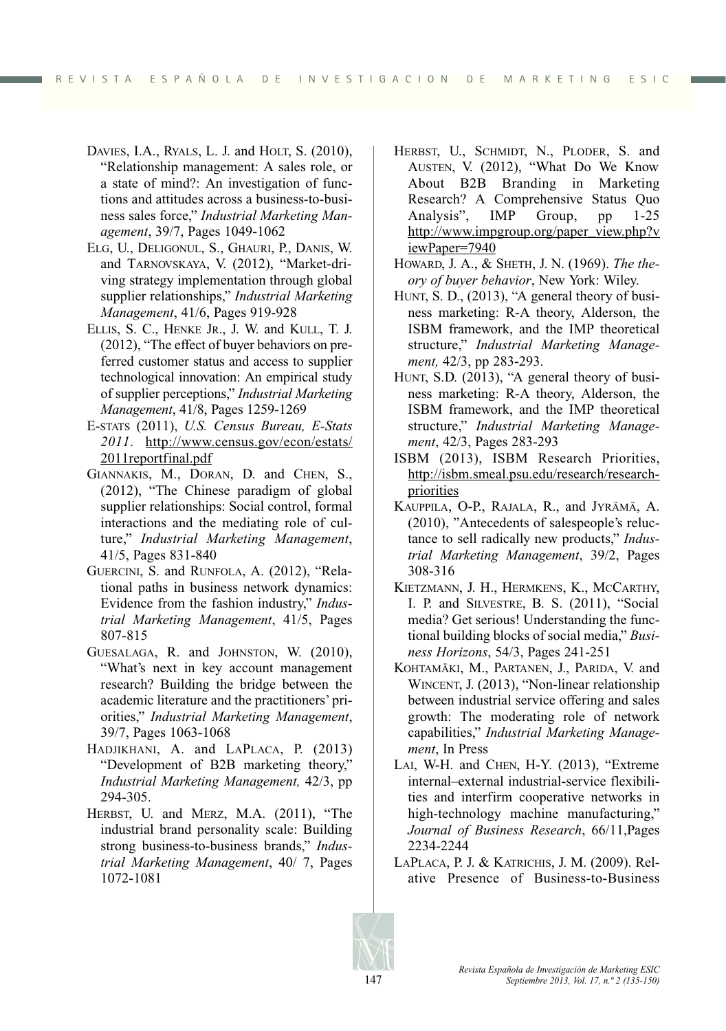Davies, I.A., Ryals, L. J. and Holt, S. (2010), "Relationship management: A sales role, or a state of mind?: An investigation of functions and attitudes across a business-to-business sales force," *Industrial Marketing Management*, 39/7, Pages 1049-1062

Elg, U., Deligonul, S., Ghauri, P., Danis, W. and Tarnovskaya, V. (2012), "Market-driving strategy implementation through global supplier relationships," *Industrial Marketing Management*, 41/6, Pages 919-928

Ellis, S. C., Henke Jr., J. W. and Kull, T. J. (2012), "The effect of buyer behaviors on preferred customer status and access to supplier technological innovation: An empirical study of supplier perceptions," *Industrial Marketing Management*, 41/8, Pages 1259-1269

E-stats (2011), *U.S. Census Bureau, E-Stats 2011*. http://www.census.gov/econ/estats/2011reportfinal.pdf

Giannakis, M., Doran, D. and Chen, S., (2012), "The Chinese paradigm of global supplier relationships: Social control, formal interactions and the mediating role of culture," *Industrial Marketing Management*, 41/5, Pages 831-840

Guercini, S. and Runfola, A. (2012), "Relational paths in business network dynamics: Evidence from the fashion industry," *Industrial Marketing Management*, 41/5, Pages 807-815

Guesalaga, R. and Johnston, W. (2010), "What's next in key account management research? Building the bridge between the academic literature and the practitioners' priorities," *Industrial Marketing Management*, 39/7, Pages 1063-1068

Hadjikhani, A. and LaPlaca, P. (2013) "Development of B2B marketing theory," *Industrial Marketing Management,* 42/3, pp 294-305.

Herbst, U. and Merz, M.A. (2011), "The industrial brand personality scale: Building strong business-to-business brands," *Industrial Marketing Management*, 40/ 7, Pages 1072-1081

Herbst, U., Schmidt, N., Ploder, S. and Austen, V. (2012), "What Do We Know About B2B Branding in Marketing Research? A Comprehensive Status Quo Analysis", IMP Group, pp 1-25 http://www.impgroup.org/paper_view.php?viewPaper=7940

Howard, J. A., & Sheth, J. N. (1969). *The theory of buyer behavior*, New York: Wiley.

Hunt, S. D., (2013), "A general theory of business marketing: R-A theory, Alderson, the ISBM framework, and the IMP theoretical structure," *Industrial Marketing Management,* 42/3, pp 283-293.

Hunt, S.D. (2013), "A general theory of business marketing: R-A theory, Alderson, the ISBM framework, and the IMP theoretical structure," *Industrial Marketing Management*, 42/3, Pages 283-293

ISBM (2013), ISBM Research Priorities, http://isbm.smeal.psu.edu/research/research-priorities

Kauppila, O-P., Rajala, R., and Jyrämä, A. (2010), "Antecedents of salespeople's reluctance to sell radically new products," *Industrial Marketing Management*, 39/2, Pages 308-316

Kietzmann, J. H., Hermkens, K., McCarthy, I. P. and Silvestre, B. S. (2011), "Social media? Get serious! Understanding the functional building blocks of social media," *Business Horizons*, 54/3, Pages 241-251

Kohtamäki, M., Partanen, J., Parida, V. and Wincent, J. (2013), "Non-linear relationship between industrial service offering and sales growth: The moderating role of network capabilities," *Industrial Marketing Management*, In Press

Lai, W-H. and Chen, H-Y. (2013), "Extreme internal–external industrial-service flexibilities and interfirm cooperative networks in high-technology machine manufacturing," *Journal of Business Research*, 66/11,Pages 2234-2244

LaPlaca, P. J. & Katrichis, J. M. (2009). Relative Presence of Business-to-Business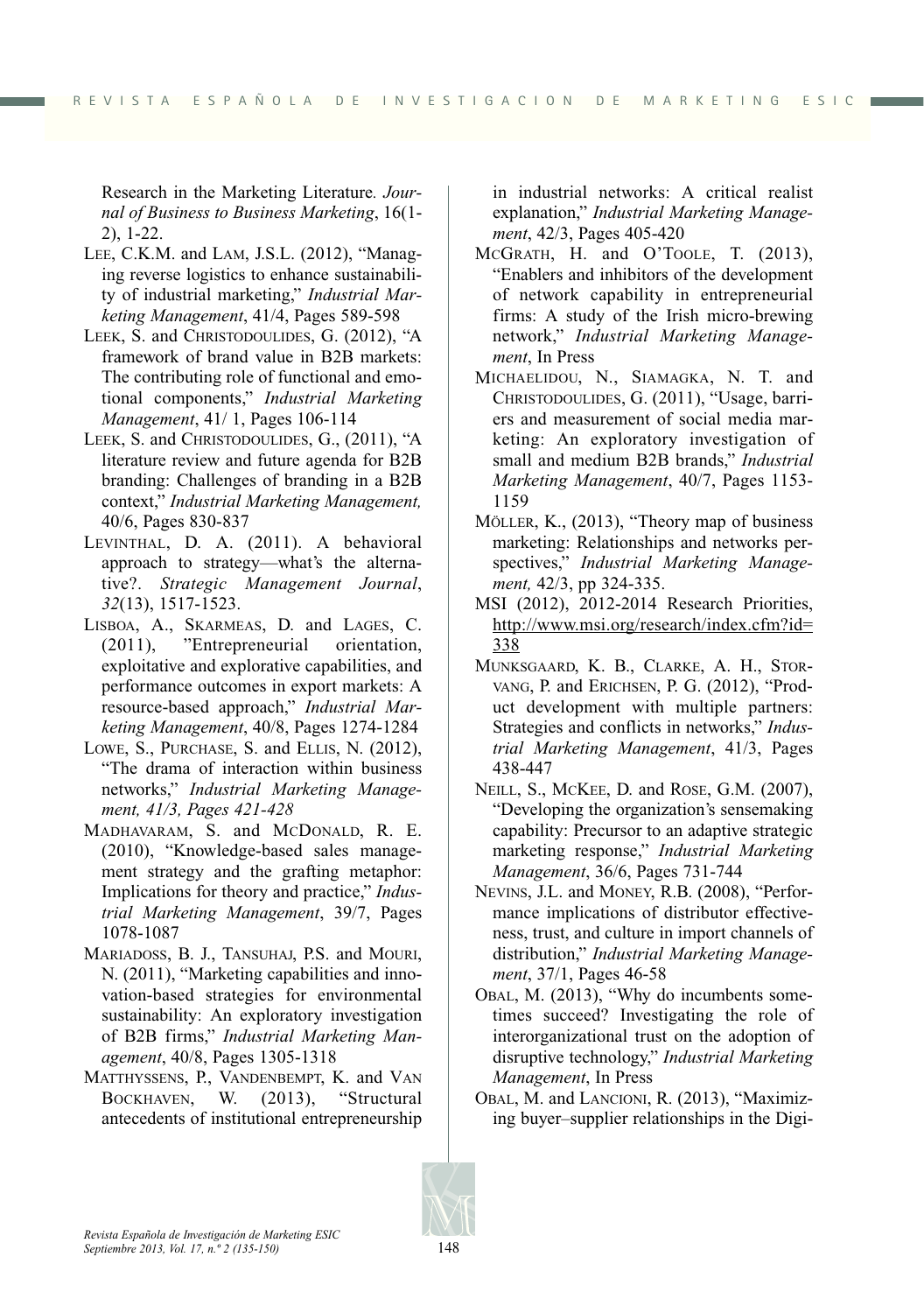Research in the Marketing Literature. *Journal of Business to Business Marketing*, 16(1-2), 1-22.

LEE, C.K.M. and LAM, J.S.L. (2012), "Managing reverse logistics to enhance sustainability of industrial marketing," *Industrial Marketing Management*, 41/4, Pages 589-598

LEEK, S. and CHRISTODOULIDES, G. (2012), "A framework of brand value in B2B markets: The contributing role of functional and emotional components," *Industrial Marketing Management*, 41/ 1, Pages 106-114

LEEK, S. and CHRISTODOULIDES, G., (2011), "A literature review and future agenda for B2B branding: Challenges of branding in a B2B context," *Industrial Marketing Management,* 40/6, Pages 830-837

LEVINTHAL, D. A. (2011). A behavioral approach to strategy—what's the alternative?. *Strategic Management Journal*, *32*(13), 1517-1523.

LISBOA, A., SKARMEAS, D. and LAGES, C. (2011), "Entrepreneurial orientation, exploitative and explorative capabilities, and performance outcomes in export markets: A resource-based approach," *Industrial Marketing Management*, 40/8, Pages 1274-1284

LOWE, S., PURCHASE, S. and ELLIS, N. (2012), "The drama of interaction within business networks," *Industrial Marketing Management, 41/3, Pages 421-428*

MADHAVARAM, S. and MCDONALD, R. E. (2010), "Knowledge-based sales management strategy and the grafting metaphor: Implications for theory and practice," *Industrial Marketing Management*, 39/7, Pages 1078-1087

MARIADOSS, B. J., TANSUHAJ, P.S. and MOURI, N. (2011), "Marketing capabilities and innovation-based strategies for environmental sustainability: An exploratory investigation of B2B firms," *Industrial Marketing Management*, 40/8, Pages 1305-1318

MATTHYSSENS, P., VANDENBEMPT, K. and VAN BOCKHAVEN, W. (2013), "Structural antecedents of institutional entrepreneurship in industrial networks: A critical realist explanation," *Industrial Marketing Management*, 42/3, Pages 405-420

MCGRATH, H. and O'TOOLE, T. (2013), "Enablers and inhibitors of the development of network capability in entrepreneurial firms: A study of the Irish micro-brewing network," *Industrial Marketing Management*, In Press

MICHAELIDOU, N., SIAMAGKA, N. T. and CHRISTODOULIDES, G. (2011), "Usage, barriers and measurement of social media marketing: An exploratory investigation of small and medium B2B brands," *Industrial Marketing Management*, 40/7, Pages 1153-1159

MÖLLER, K., (2013), "Theory map of business marketing: Relationships and networks perspectives," *Industrial Marketing Management,* 42/3, pp 324-335.

MSI (2012), 2012-2014 Research Priorities, http://www.msi.org/research/index.cfm?id=338

MUNKSGAARD, K. B., CLARKE, A. H., STORVANG, P. and ERICHSEN, P. G. (2012), "Product development with multiple partners: Strategies and conflicts in networks," *Industrial Marketing Management*, 41/3, Pages 438-447

NEILL, S., MCKEE, D. and ROSE, G.M. (2007), "Developing the organization's sensemaking capability: Precursor to an adaptive strategic marketing response," *Industrial Marketing Management*, 36/6, Pages 731-744

NEVINS, J.L. and MONEY, R.B. (2008), "Performance implications of distributor effectiveness, trust, and culture in import channels of distribution," *Industrial Marketing Management*, 37/1, Pages 46-58

OBAL, M. (2013), "Why do incumbents sometimes succeed? Investigating the role of interorganizational trust on the adoption of disruptive technology," *Industrial Marketing Management*, In Press

OBAL, M. and LANCIONI, R. (2013), "Maximizing buyer–supplier relationships in the Digi-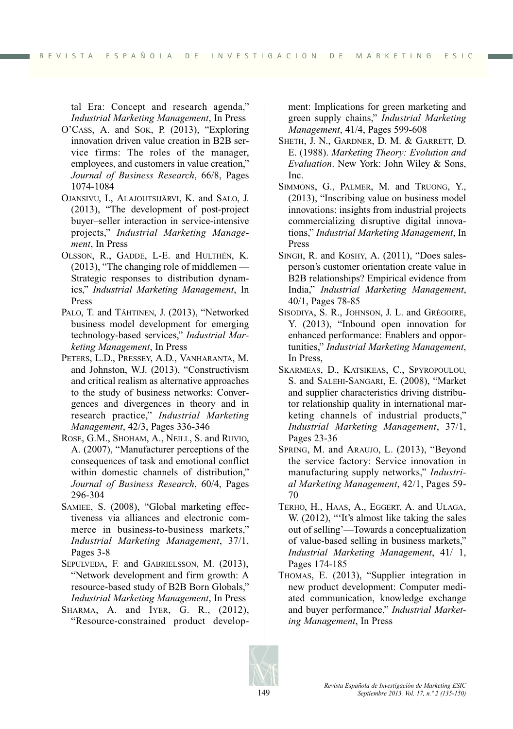tal Era: Concept and research agenda," *Industrial Marketing Management*, In Press

O'Cass, A. and Sok, P. (2013), "Exploring innovation driven value creation in B2B service firms: The roles of the manager, employees, and customers in value creation," *Journal of Business Research*, 66/8, Pages 1074-1084

Ojansivu, I., Alajoutsijärvi, K. and Salo, J. (2013), "The development of post-project buyer–seller interaction in service-intensive projects," *Industrial Marketing Management*, In Press

Olsson, R., Gadde, L-E. and Hulthén, K. (2013), "The changing role of middlemen — Strategic responses to distribution dynamics," *Industrial Marketing Management*, In Press

Palo, T. and Tähtinen, J. (2013), "Networked business model development for emerging technology-based services," *Industrial Marketing Management*, In Press

Peters, L.D., Pressey, A.D., Vanharanta, M. and Johnston, W.J. (2013), "Constructivism and critical realism as alternative approaches to the study of business networks: Convergences and divergences in theory and in research practice," *Industrial Marketing Management*, 42/3, Pages 336-346

Rose, G.M., Shoham, A., Neill, S. and Ruvio, A. (2007), "Manufacturer perceptions of the consequences of task and emotional conflict within domestic channels of distribution," *Journal of Business Research*, 60/4, Pages 296-304

Samiee, S. (2008), "Global marketing effectiveness via alliances and electronic commerce in business-to-business markets," *Industrial Marketing Management*, 37/1, Pages 3-8

Sepulveda, F. and Gabrielsson, M. (2013), "Network development and firm growth: A resource-based study of B2B Born Globals," *Industrial Marketing Management*, In Press

Sharma, A. and Iyer, G. R., (2012), "Resource-constrained product development: Implications for green marketing and green supply chains," *Industrial Marketing Management*, 41/4, Pages 599-608

Sheth, J. N., Gardner, D. M. & Garrett, D. E. (1988). *Marketing Theory: Evolution and Evaluation*. New York: John Wiley & Sons, Inc.

Simmons, G., Palmer, M. and Truong, Y., (2013), "Inscribing value on business model innovations: insights from industrial projects commercializing disruptive digital innovations," *Industrial Marketing Management*, In Press

Singh, R. and Koshy, A. (2011), "Does salesperson's customer orientation create value in B2B relationships? Empirical evidence from India," *Industrial Marketing Management*, 40/1, Pages 78-85

Sisodiya, S. R., Johnson, J. L. and Grégoire, Y. (2013), "Inbound open innovation for enhanced performance: Enablers and opportunities," *Industrial Marketing Management*, In Press,

Skarmeas, D., Katsikeas, C., Spyropoulou, S. and Salehi-Sangari, E. (2008), "Market and supplier characteristics driving distributor relationship quality in international marketing channels of industrial products," *Industrial Marketing Management*, 37/1, Pages 23-36

Spring, M. and Araujo, L. (2013), "Beyond the service factory: Service innovation in manufacturing supply networks," *Industrial Marketing Management*, 42/1, Pages 59-70

Terho, H., Haas, A., Eggert, A. and Ulaga, W. (2012), "'It's almost like taking the sales out of selling'—Towards a conceptualization of value-based selling in business markets," *Industrial Marketing Management*, 41/ 1, Pages 174-185

Thomas, E. (2013), "Supplier integration in new product development: Computer mediated communication, knowledge exchange and buyer performance," *Industrial Marketing Management*, In Press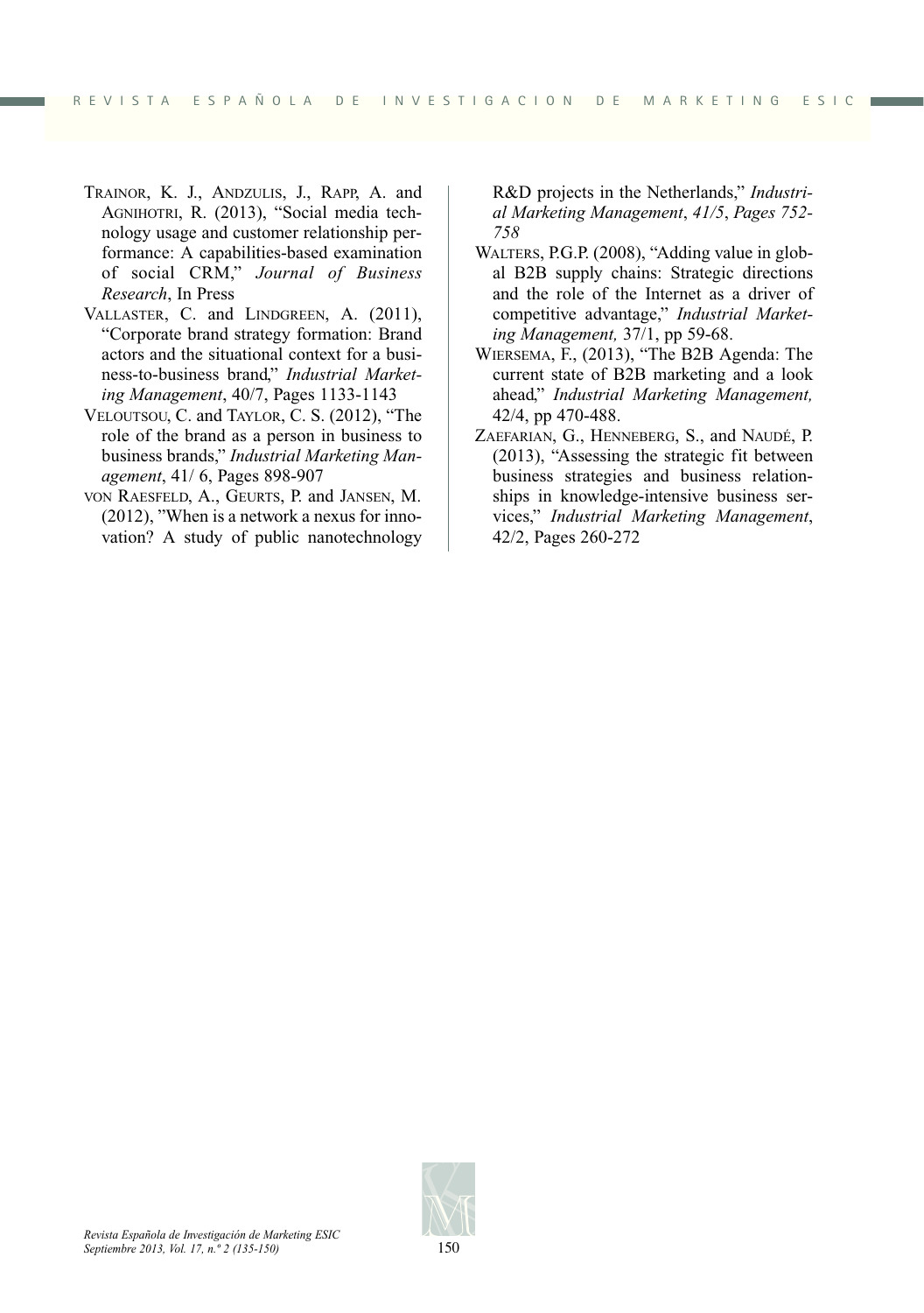TRAINOR, K. J., ANDZULIS, J., RAPP, A. and AGNIHOTRI, R. (2013), "Social media technology usage and customer relationship performance: A capabilities-based examination of social CRM," *Journal of Business Research*, In Press

VALLASTER, C. and LINDGREEN, A. (2011), "Corporate brand strategy formation: Brand actors and the situational context for a business-to-business brand," *Industrial Marketing Management*, 40/7, Pages 1133-1143

VELOUTSOU, C. and TAYLOR, C. S. (2012), "The role of the brand as a person in business to business brands," *Industrial Marketing Management*, 41/ 6, Pages 898-907

VON RAESFELD, A., GEURTS, P. and JANSEN, M. (2012), "When is a network a nexus for innovation? A study of public nanotechnology R&D projects in the Netherlands," *Industrial Marketing Management*, *41/5*, *Pages 752-758*

WALTERS, P.G.P. (2008), "Adding value in global B2B supply chains: Strategic directions and the role of the Internet as a driver of competitive advantage," *Industrial Marketing Management,* 37/1, pp 59-68.

WIERSEMA, F., (2013), "The B2B Agenda: The current state of B2B marketing and a look ahead," *Industrial Marketing Management,* 42/4, pp 470-488.

ZAEFARIAN, G., HENNEBERG, S., and NAUDÉ, P. (2013), "Assessing the strategic fit between business strategies and business relationships in knowledge-intensive business services," *Industrial Marketing Management*, 42/2, Pages 260-272